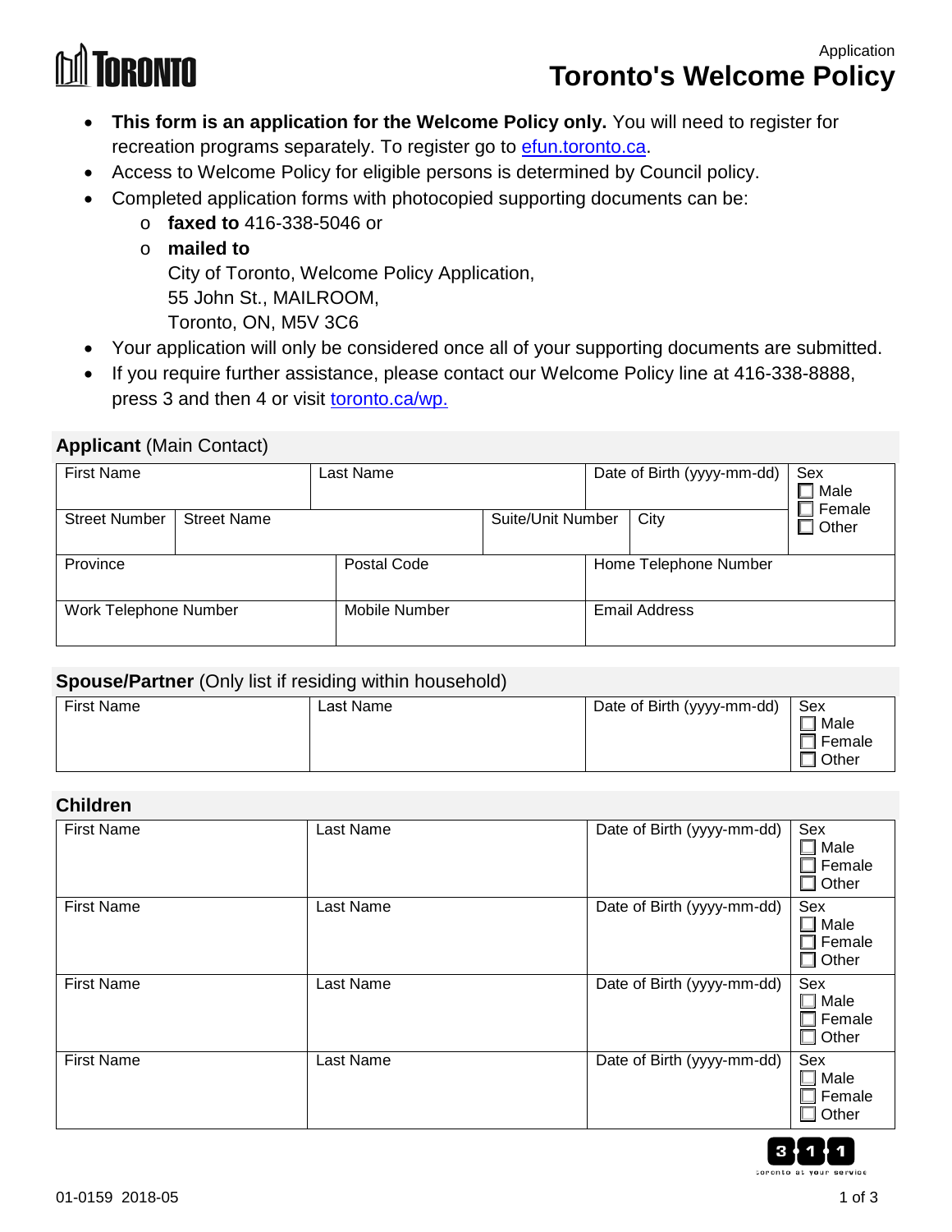Application

# Toronto's Welcome Policy

- **This form is an application for the Welcome Policy only.** You will need to register for recreation programs separately. To register go to efun.toronto.ca.
- Access to Welcome Policy for eligible persons is determined by Council policy.
- Completed application forms with photocopied supporting documents can be:
  - **faxed to** 416-338-5046 or
  - **mailed to**
    City of Toronto, Welcome Policy Application,
    55 John St., MAILROOM,
    Toronto, ON, M5V 3C6
- Your application will only be considered once all of your supporting documents are submitted.
- If you require further assistance, please contact our Welcome Policy line at 416-338-8888, press 3 and then 4 or visit toronto.ca/wp.

## Applicant (Main Contact)

| First Name | | Last Name | | Date of Birth (yyyy-mm-dd) | Sex ☐ Male ☐ Female ☐ Other |
|---|---|---|---|---|---|
| Street Number | Street Name | | Suite/Unit Number | City | |
| Province | | Postal Code | | Home Telephone Number | |
| Work Telephone Number | | Mobile Number | | Email Address | |

## Spouse/Partner (Only list if residing within household)

| First Name | Last Name | Date of Birth (yyyy-mm-dd) | Sex ☐ Male ☐ Female ☐ Other |
|---|---|---|---|

## Children

| First Name | Last Name | Date of Birth (yyyy-mm-dd) | Sex ☐ Male ☐ Female ☐ Other |
|---|---|---|---|
| First Name | Last Name | Date of Birth (yyyy-mm-dd) | Sex ☐ Male ☐ Female ☐ Other |
| First Name | Last Name | Date of Birth (yyyy-mm-dd) | Sex ☐ Male ☐ Female ☐ Other |
| First Name | Last Name | Date of Birth (yyyy-mm-dd) | Sex ☐ Male ☐ Female ☐ Other |

01-0159 2018-05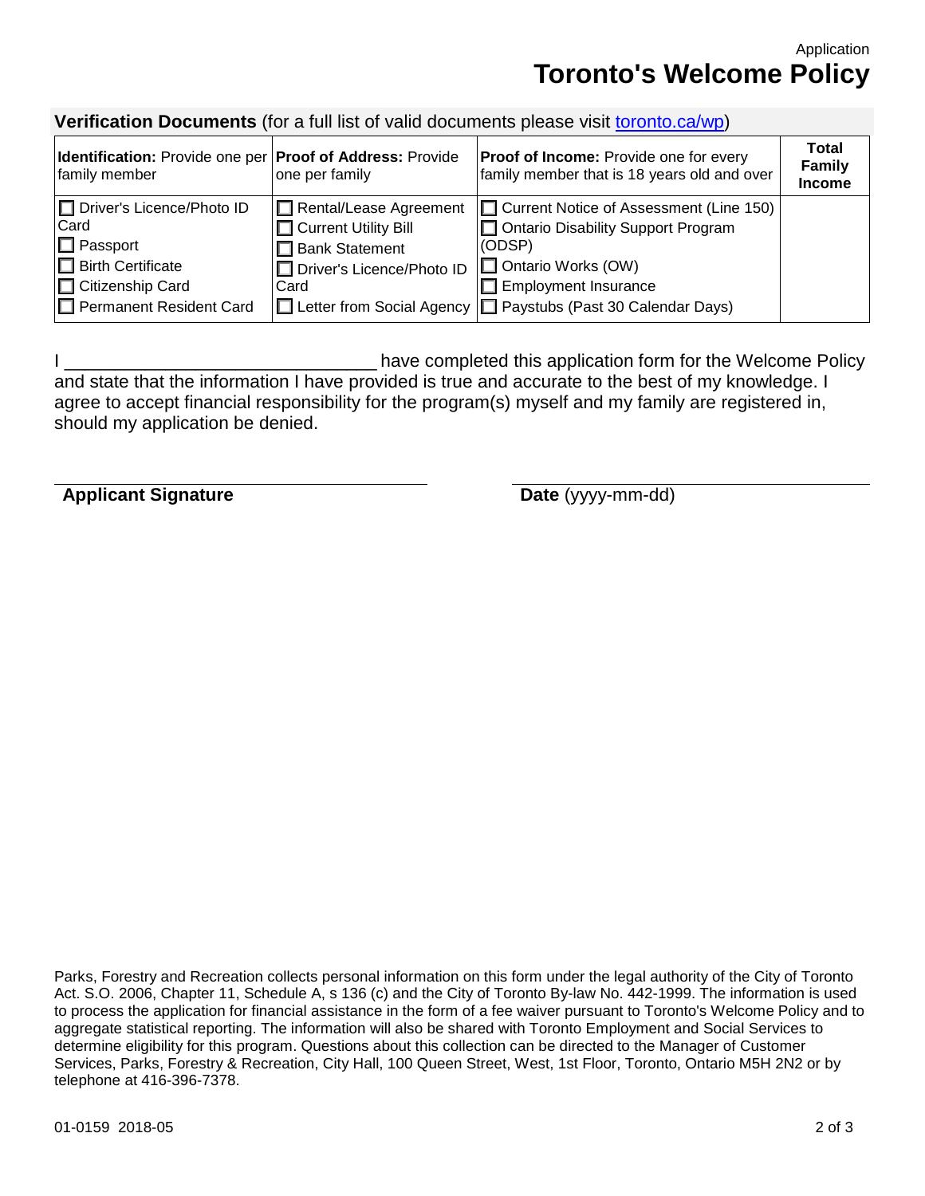Application

# Toronto's Welcome Policy

**Verification Documents** (for a full list of valid documents please visit [toronto.ca/wp](toronto.ca/wp))

| **Identification:** Provide one per family member | **Proof of Address:** Provide one per family | **Proof of Income:** Provide one for every family member that is 18 years old and over | **Total Family Income** |
|---|---|---|---|
| ☐ Driver's Licence/Photo ID Card<br>☐ Passport<br>☐ Birth Certificate<br>☐ Citizenship Card<br>☐ Permanent Resident Card | ☐ Rental/Lease Agreement<br>☐ Current Utility Bill<br>☐ Bank Statement<br>☐ Driver's Licence/Photo ID Card<br>☐ Letter from Social Agency | ☐ Current Notice of Assessment (Line 150)<br>☐ Ontario Disability Support Program (ODSP)<br>☐ Ontario Works (OW)<br>☐ Employment Insurance<br>☐ Paystubs (Past 30 Calendar Days) | |

I _______________________________ have completed this application form for the Welcome Policy and state that the information I have provided is true and accurate to the best of my knowledge. I agree to accept financial responsibility for the program(s) myself and my family are registered in, should my application be denied.

_______________________________ **Applicant Signature**

_______________________________ **Date** (yyyy-mm-dd)

Parks, Forestry and Recreation collects personal information on this form under the legal authority of the City of Toronto Act. S.O. 2006, Chapter 11, Schedule A, s 136 (c) and the City of Toronto By-law No. 442-1999. The information is used to process the application for financial assistance in the form of a fee waiver pursuant to Toronto's Welcome Policy and to aggregate statistical reporting. The information will also be shared with Toronto Employment and Social Services to determine eligibility for this program. Questions about this collection can be directed to the Manager of Customer Services, Parks, Forestry & Recreation, City Hall, 100 Queen Street, West, 1st Floor, Toronto, Ontario M5H 2N2 or by telephone at 416-396-7378.

01-0159 2018-05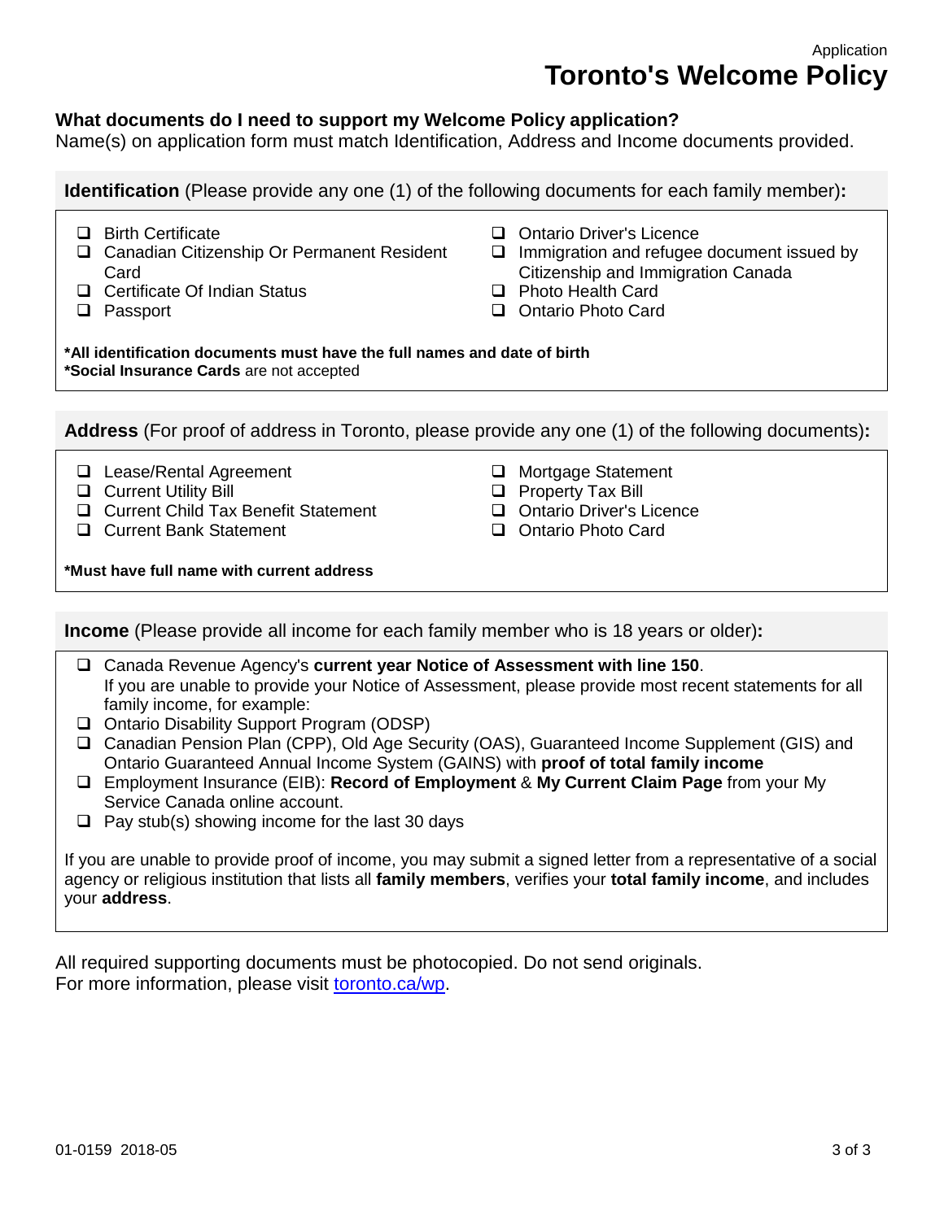Application

# Toronto's Welcome Policy

**What documents do I need to support my Welcome Policy application?**

Name(s) on application form must match Identification, Address and Income documents provided.

**Identification** (Please provide any one (1) of the following documents for each family member)**:**

- ❑ Birth Certificate
- ❑ Canadian Citizenship Or Permanent Resident Card
- ❑ Certificate Of Indian Status
- ❑ Passport
- ❑ Ontario Driver's Licence
- ❑ Immigration and refugee document issued by Citizenship and Immigration Canada
- ❑ Photo Health Card
- ❑ Ontario Photo Card

**\*All identification documents must have the full names and date of birth**
**\*Social Insurance Cards** are not accepted

**Address** (For proof of address in Toronto, please provide any one (1) of the following documents)**:**

- ❑ Lease/Rental Agreement
- ❑ Current Utility Bill
- ❑ Current Child Tax Benefit Statement
- ❑ Current Bank Statement
- ❑ Mortgage Statement
- ❑ Property Tax Bill
- ❑ Ontario Driver's Licence
- ❑ Ontario Photo Card

**\*Must have full name with current address**

**Income** (Please provide all income for each family member who is 18 years or older)**:**

- ❑ Canada Revenue Agency's **current year Notice of Assessment with line 150**.
  If you are unable to provide your Notice of Assessment, please provide most recent statements for all family income, for example:
- ❑ Ontario Disability Support Program (ODSP)
- ❑ Canadian Pension Plan (CPP), Old Age Security (OAS), Guaranteed Income Supplement (GIS) and Ontario Guaranteed Annual Income System (GAINS) with **proof of total family income**
- ❑ Employment Insurance (EIB): **Record of Employment** & **My Current Claim Page** from your My Service Canada online account.
- ❑ Pay stub(s) showing income for the last 30 days

If you are unable to provide proof of income, you may submit a signed letter from a representative of a social agency or religious institution that lists all **family members**, verifies your **total family income**, and includes your **address**.

All required supporting documents must be photocopied. Do not send originals.
For more information, please visit [toronto.ca/wp](toronto.ca/wp).

01-0159 2018-05